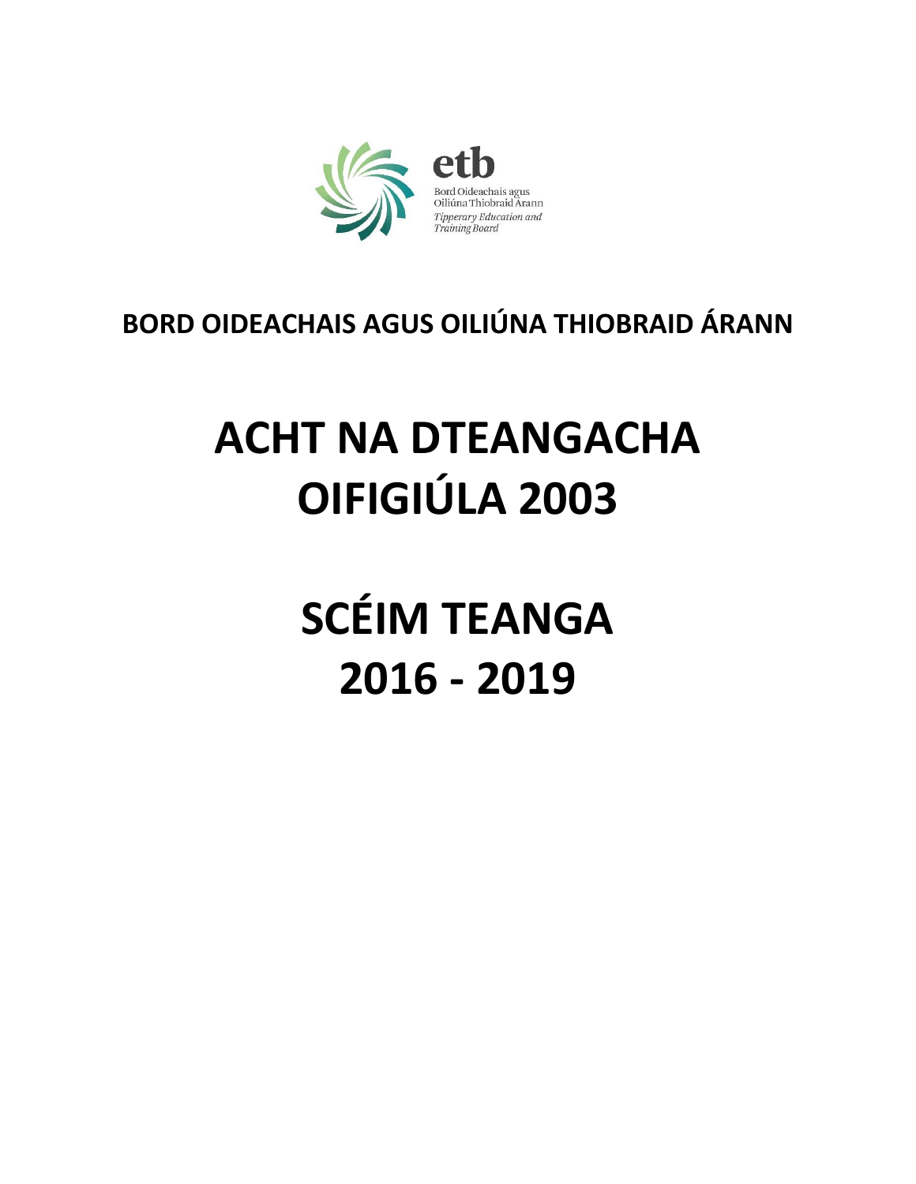etb

Bord Oideachais agus Oiliúna Thiobraid Árann

*Tipperary Education and Training Board*

**BORD OIDEACHAIS AGUS OILIÚNA THIOBRAID ÁRANN**

# ACHT NA DTEANGACHA OIFIGIÚLA 2003

# SCÉIM TEANGA 2016 - 2019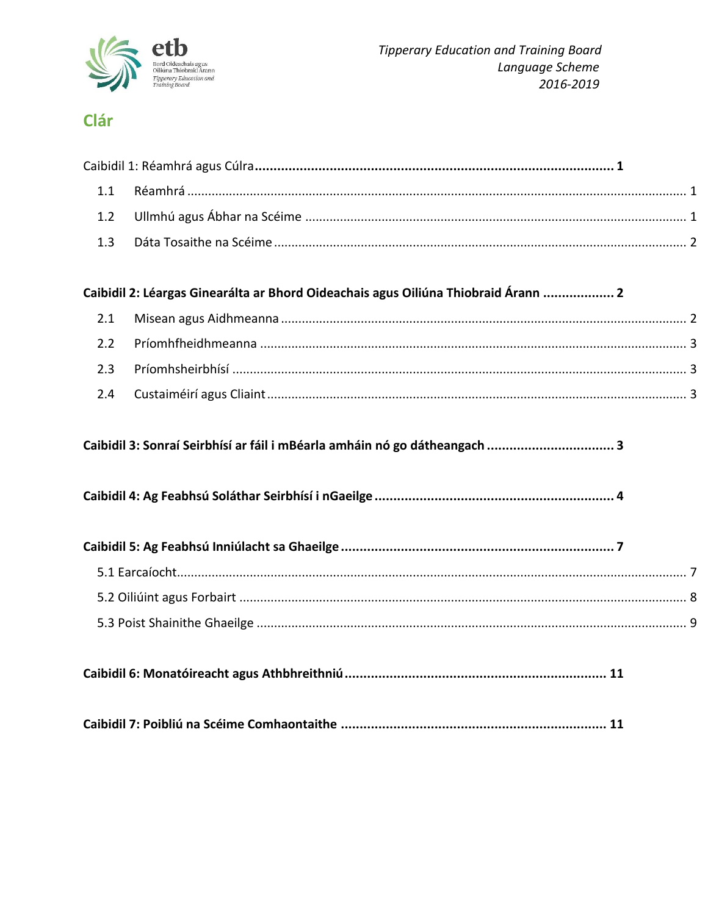## Clár

**Caibidil 1: Réamhrá agus Cúlra** ..... **1**

- 1.1 Réamhrá ..... 1
- 1.2 Ullmhú agus Ábhar na Scéime ..... 1
- 1.3 Dáta Tosaithe na Scéime ..... 2

**Caibidil 2: Léargas Ginearálta ar Bhord Oideachais agus Oiliúna Thiobraid Árann** ..... **2**

- 2.1 Misean agus Aidhmeanna ..... 2
- 2.2 Príomhfheidhmeanna ..... 3
- 2.3 Príomhsheirbhísí ..... 3
- 2.4 Custaiméirí agus Cliaint ..... 3

**Caibidil 3: Sonraí Seirbhísí ar fáil i mBéarla amháin nó go dátheangach** ..... **3**

**Caibidil 4: Ag Feabhsú Soláthar Seirbhísí i nGaeilge** ..... **4**

**Caibidil 5: Ag Feabhsú Inniúlacht sa Ghaeilge** ..... **7**

- 5.1 Earcaíocht ..... 7
- 5.2 Oiliúint agus Forbairt ..... 8
- 5.3 Poist Shainithe Ghaeilge ..... 9

**Caibidil 6: Monatóireacht agus Athbhreithniú** ..... **11**

**Caibidil 7: Poibliú na Scéime Comhaontaithe** ..... **11**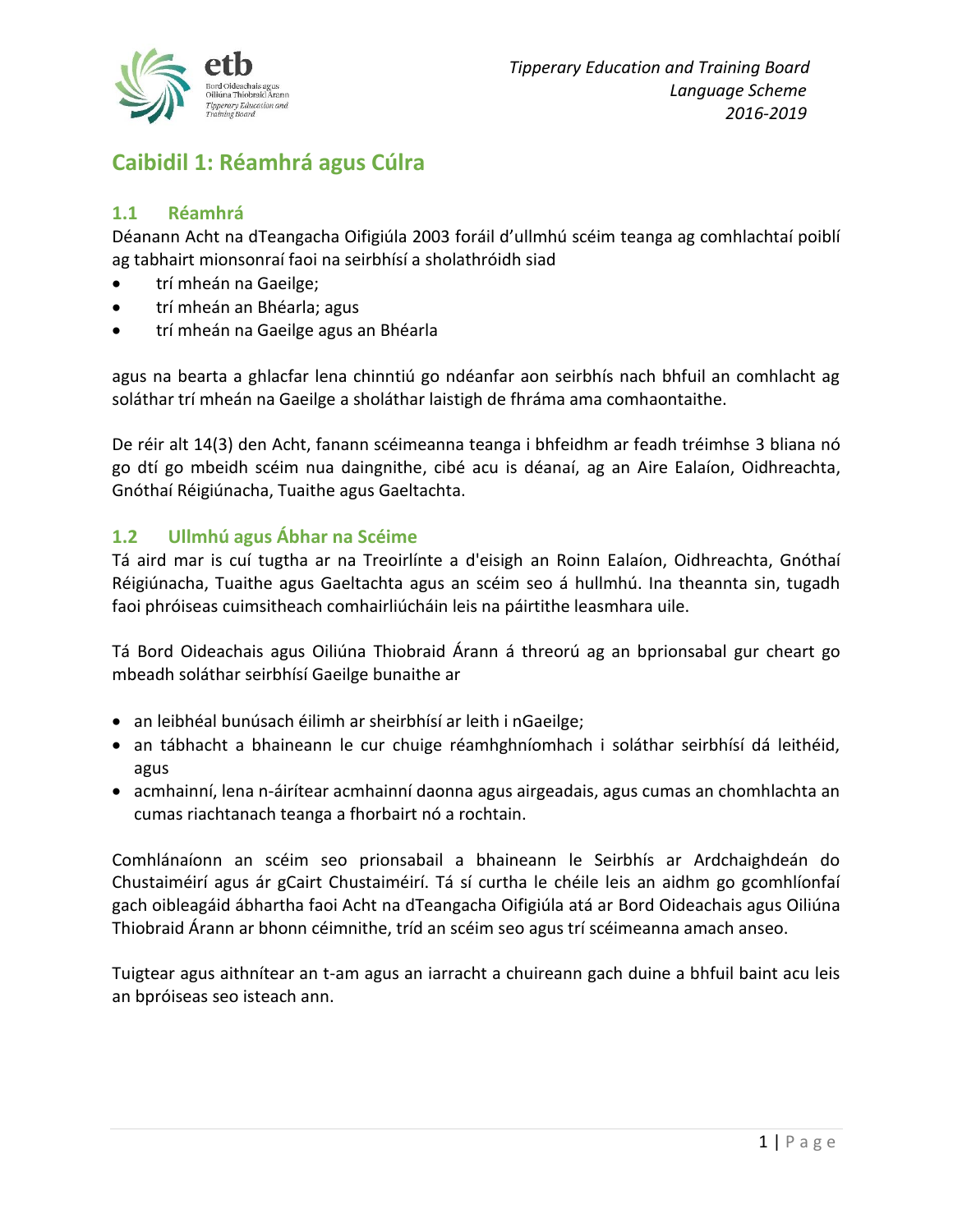# Caibidil 1: Réamhrá agus Cúlra

## 1.1 Réamhrá

Déanann Acht na dTeangacha Oifigiúla 2003 foráil d'ullmhú scéim teanga ag comhlachtaí poiblí ag tabhairt mionsonraí faoi na seirbhísí a sholathróidh siad

- trí mheán na Gaeilge;
- trí mheán an Bhéarla; agus
- trí mheán na Gaeilge agus an Bhéarla

agus na bearta a ghlacfar lena chinntiú go ndéanfar aon seirbhís nach bhfuil an comhlacht ag soláthar trí mheán na Gaeilge a sholáthar laistigh de fhráma ama comhaontaithe.

De réir alt 14(3) den Acht, fanann scéimeanna teanga i bhfeidhm ar feadh tréimhse 3 bliana nó go dtí go mbeidh scéim nua daingnithe, cibé acu is déanaí, ag an Aire Ealaíon, Oidhreachta, Gnóthaí Réigiúnacha, Tuaithe agus Gaeltachta.

## 1.2 Ullmhú agus Ábhar na Scéime

Tá aird mar is cuí tugtha ar na Treoirlínte a d'eisigh an Roinn Ealaíon, Oidhreachta, Gnóthaí Réigiúnacha, Tuaithe agus Gaeltachta agus an scéim seo á hullmhú. Ina theannta sin, tugadh faoi phróiseas cuimsitheach comhairliúcháin leis na páirtithe leasmhara uile.

Tá Bord Oideachais agus Oiliúna Thiobraid Árann á threorú ag an bprionsabal gur cheart go mbeadh soláthar seirbhísí Gaeilge bunaithe ar

- an leibhéal bunúsach éilimh ar sheirbhísí ar leith i nGaeilge;
- an tábhacht a bhaineann le cur chuige réamhghníomhach i soláthar seirbhísí dá leithéid, agus
- acmhainní, lena n-áirítear acmhainní daonna agus airgeadais, agus cumas an chomhlachta an cumas riachtanach teanga a fhorbairt nó a rochtain.

Comhlánaíonn an scéim seo prionsabail a bhaineann le Seirbhís ar Ardchaighdeán do Chustaiméirí agus ár gCairt Chustaiméirí. Tá sí curtha le chéile leis an aidhm go gcomhlíonfaí gach oibleagáid ábhartha faoi Acht na dTeangacha Oifigiúla atá ar Bord Oideachais agus Oiliúna Thiobraid Árann ar bhonn céimnithe, tríd an scéim seo agus trí scéimeanna amach anseo.

Tuigtear agus aithnítear an t-am agus an iarracht a chuireann gach duine a bhfuil baint acu leis an bpróiseas seo isteach ann.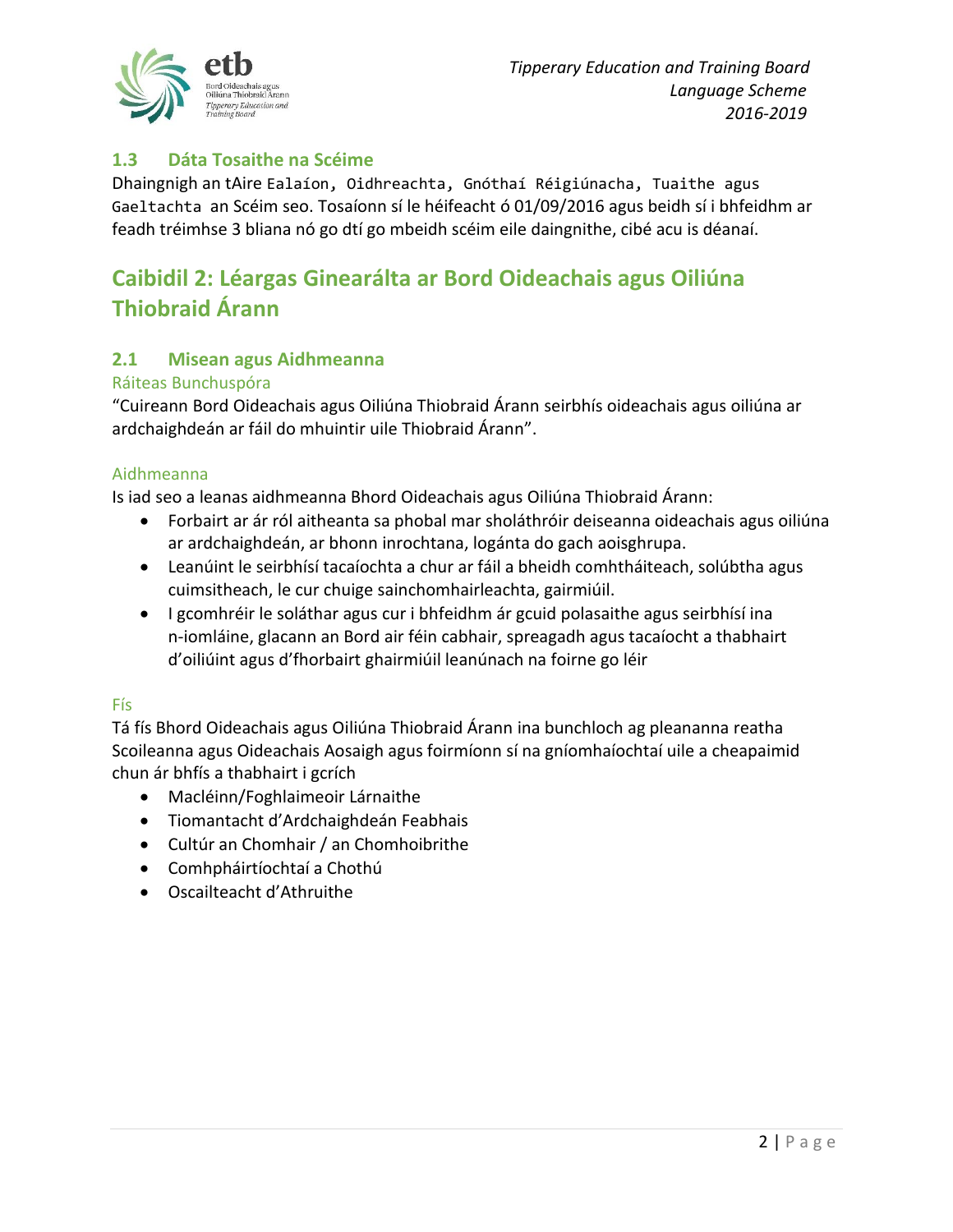### 1.3 Dáta Tosaithe na Scéime

Dhaingnigh an tAire Ealaíon, Oidhreachta, Gnóthaí Réigiúnacha, Tuaithe agus Gaeltachta an Scéim seo. Tosaíonn sí le héifeacht ó 01/09/2016 agus beidh sí i bhfeidhm ar feadh tréimhse 3 bliana nó go dtí go mbeidh scéim eile daingnithe, cibé acu is déanaí.

## Caibidil 2: Léargas Ginearálta ar Bord Oideachais agus Oiliúna Thiobraid Árann

### 2.1 Misean agus Aidhmeanna

#### Ráiteas Bunchuspóra

"Cuireann Bord Oideachais agus Oiliúna Thiobraid Árann seirbhís oideachais agus oiliúna ar ardchaighdeán ar fáil do mhuintir uile Thiobraid Árann".

#### Aidhmeanna

Is iad seo a leanas aidhmeanna Bhord Oideachais agus Oiliúna Thiobraid Árann:

- Forbairt ar ár ról aitheanta sa phobal mar sholáthróir deiseanna oideachais agus oiliúna ar ardchaighdeán, ar bhonn inrochtana, logánta do gach aoisghrupa.
- Leanúint le seirbhísí tacaíochta a chur ar fáil a bheidh comhtháiteach, solúbtha agus cuimsitheach, le cur chuige sainchomhairleachta, gairmiúil.
- I gcomhréir le soláthar agus cur i bhfeidhm ár gcuid polasaithe agus seirbhísí ina n-iomláine, glacann an Bord air féin cabhair, spreagadh agus tacaíocht a thabhairt d'oiliúint agus d'fhorbairt ghairmiúil leanúnach na foirne go léir

#### Fís

Tá fís Bhord Oideachais agus Oiliúna Thiobraid Árann ina bunchloch ag pleananna reatha Scoileanna agus Oideachais Aosaigh agus foirmíonn sí na gníomhaíochtaí uile a cheapaimid chun ár bhfís a thabhairt i gcrích

- Macléinn/Foghlaimeoir Lárnaithe
- Tiomantacht d'Ardchaighdeán Feabhais
- Cultúr an Chomhair / an Chomhoibrithe
- Comhpháirtíochtaí a Chothú
- Oscailteacht d'Athruithe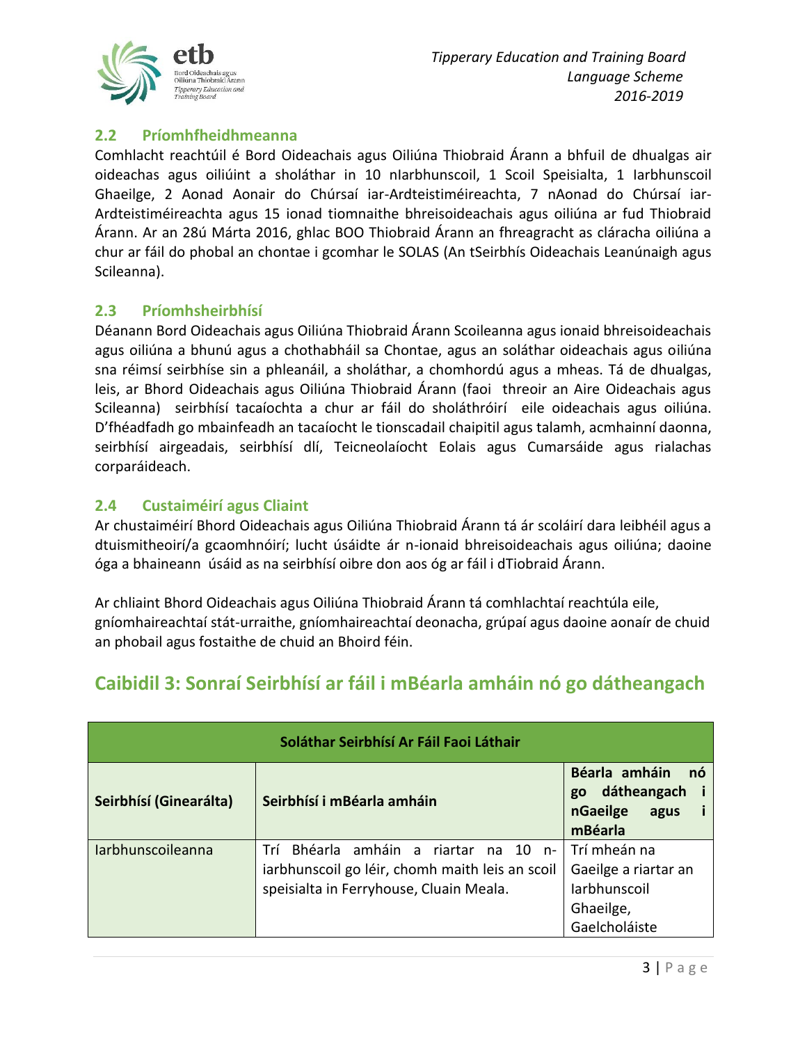### 2.2 Príomhfheidhmeanna

Comhlacht reachtúil é Bord Oideachais agus Oiliúna Thiobraid Árann a bhfuil de dhualgas air oideachas agus oiliúint a sholáthar in 10 nIarbhunscoil, 1 Scoil Speisialta, 1 Iarbhunscoil Ghaeilge, 2 Aonad Aonair do Chúrsaí iar-Ardteistiméireachta, 7 nAonad do Chúrsaí iar-Ardteistiméireachta agus 15 ionad tiomnaithe bhreisoideachais agus oiliúna ar fud Thiobraid Árann. Ar an 28ú Márta 2016, ghlac BOO Thiobraid Árann an fhreagracht as cláracha oiliúna a chur ar fáil do phobal an chontae i gcomhar le SOLAS (An tSeirbhís Oideachais Leanúnaigh agus Scileanna).

### 2.3 Príomhsheirbhísí

Déanann Bord Oideachais agus Oiliúna Thiobraid Árann Scoileanna agus ionaid bhreisoideachais agus oiliúna a bhunú agus a chothabháil sa Chontae, agus an soláthar oideachais agus oiliúna sna réimsí seirbhíse sin a phleanáil, a sholáthar, a chomhordú agus a mheas. Tá de dhualgas, leis, ar Bhord Oideachais agus Oiliúna Thiobraid Árann (faoi threoir an Aire Oideachais agus Scileanna) seirbhísí tacaíochta a chur ar fáil do sholáthróirí eile oideachais agus oiliúna. D'fhéadfadh go mbainfeadh an tacaíocht le tionscadail chaipitil agus talamh, acmhainní daonna, seirbhísí airgeadais, seirbhísí dlí, Teicneolaíocht Eolais agus Cumarsáide agus rialachas corparáideach.

### 2.4 Custaiméirí agus Cliaint

Ar chustaiméirí Bhord Oideachais agus Oiliúna Thiobraid Árann tá ár scoláirí dara leibhéil agus a dtuismitheoirí/a gcaomhnóirí; lucht úsáidte ár n-ionaid bhreisoideachais agus oiliúna; daoine óga a bhaineann úsáid as na seirbhísí oibre don aos óg ar fáil i dTiobraid Árann.

Ar chliaint Bhord Oideachais agus Oiliúna Thiobraid Árann tá comhlachtaí reachtúla eile, gníomhaireachtaí stát-urraithe, gníomhaireachtaí deonacha, grúpaí agus daoine aonaír de chuid an phobail agus fostaithe de chuid an Bhoird féin.

## Caibidil 3: Sonraí Seirbhísí ar fáil i mBéarla amháin nó go dátheangach

| Soláthar Seirbhísí Ar Fáil Faoi Láthair | | |
|---|---|---|
| **Seirbhísí (Ginearálta)** | **Seirbhísí i mBéarla amháin** | **Béarla amháin nó go dátheangach i nGaeilge agus i mBéarla** |
| Iarbhunscoileanna | Trí Bhéarla amháin a riartar na 10 n-iarbhunscoil go léir, chomh maith leis an scoil speisialta in Ferryhouse, Cluain Meala. | Trí mheán na Gaeilge a riartar an Iarbhunscoil Ghaeilge, Gaelcholáiste |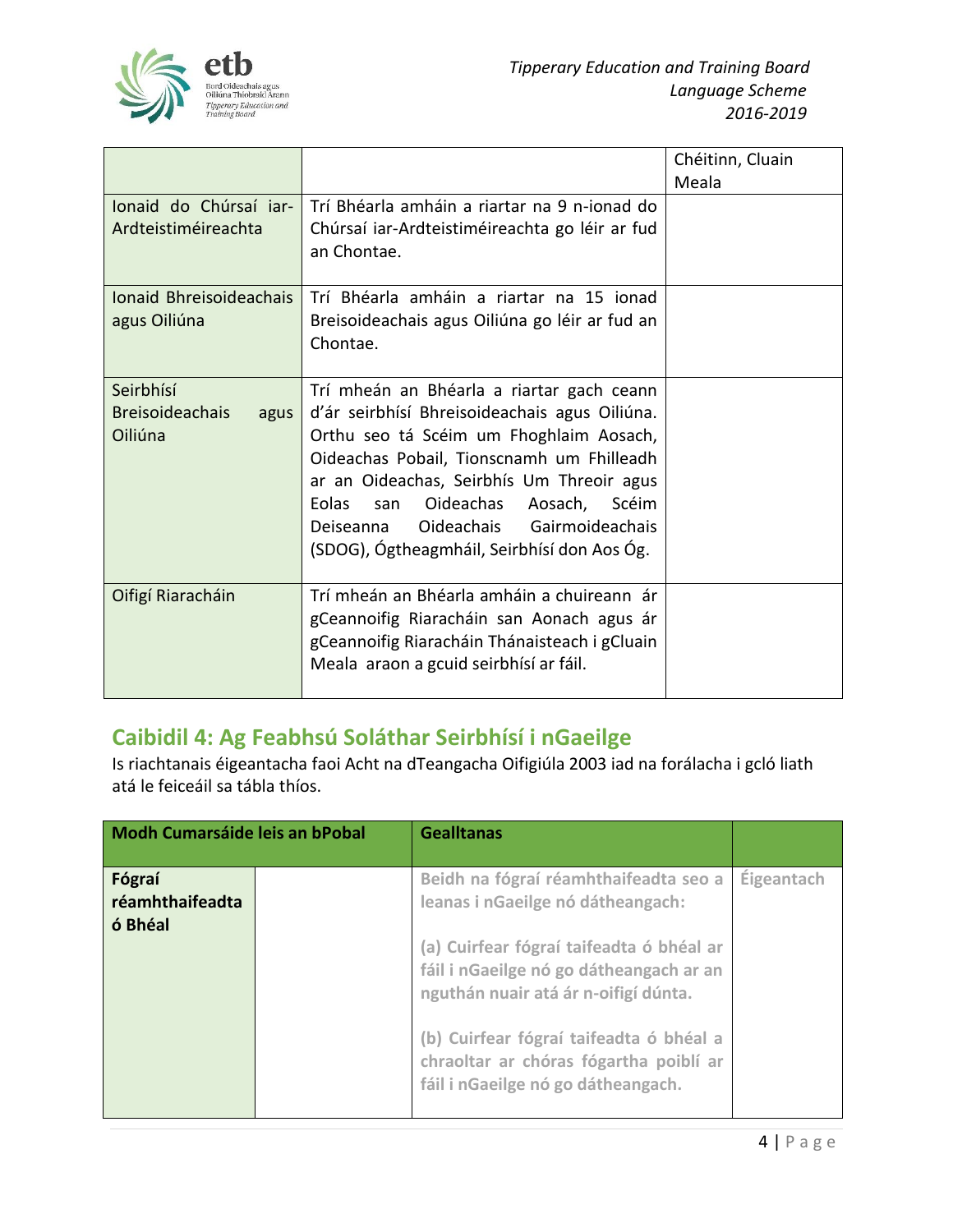| | | Chéitinn, Cluain Meala |
|---|---|---|
| Ionaid do Chúrsaí iar-Ardteistiméireachta | Trí Bhéarla amháin a riartar na 9 n-ionad do Chúrsaí iar-Ardteistiméireachta go léir ar fud an Chontae. | |
| Ionaid Bhreisoideachais agus Oiliúna | Trí Bhéarla amháin a riartar na 15 ionad Breisoideachais agus Oiliúna go léir ar fud an Chontae. | |
| Seirbhísí Breisoideachais agus Oiliúna | Trí mheán an Bhéarla a riartar gach ceann d'ár seirbhísí Bhreisoideachais agus Oiliúna. Orthu seo tá Scéim um Fhoghlaim Aosach, Oideachas Pobail, Tionscnamh um Fhilleadh ar an Oideachas, Seirbhís Um Threoir agus Eolas san Oideachas Aosach, Scéim Deiseanna Oideachais Gairmoideachais (SDOG), Ógtheagmháil, Seirbhísí don Aos Óg. | |
| Oifigí Riaracháin | Trí mheán an Bhéarla amháin a chuireann ár gCeannoifig Riaracháin san Aonach agus ár gCeannoifig Riaracháin Thánaisteach i gCluain Meala araon a gcuid seirbhísí ar fáil. | |

## Caibidil 4: Ag Feabhsú Soláthar Seirbhísí i nGaeilge

Is riachtanais éigeantacha faoi Acht na dTeangacha Oifigiúla 2003 iad na forálacha i gcló liath atá le feiceáil sa tábla thíos.

| **Modh Cumarsáide leis an bPobal** | | **Gealltanas** | |
|---|---|---|---|
| **Fógraí réamhthaifeadta ó Bhéal** | | Beidh na fógraí réamhthaifeadta seo a leanas i nGaeilge nó dátheangach:<br><br>(a) Cuirfear fógraí taifeadta ó bhéal ar fáil i nGaeilge nó go dátheangach ar an nguthán nuair atá ár n-oifigí dúnta.<br><br>(b) Cuirfear fógraí taifeadta ó bhéal a chraoltar ar chóras fógartha poiblí ar fáil i nGaeilge nó go dátheangach. | Éigeantach |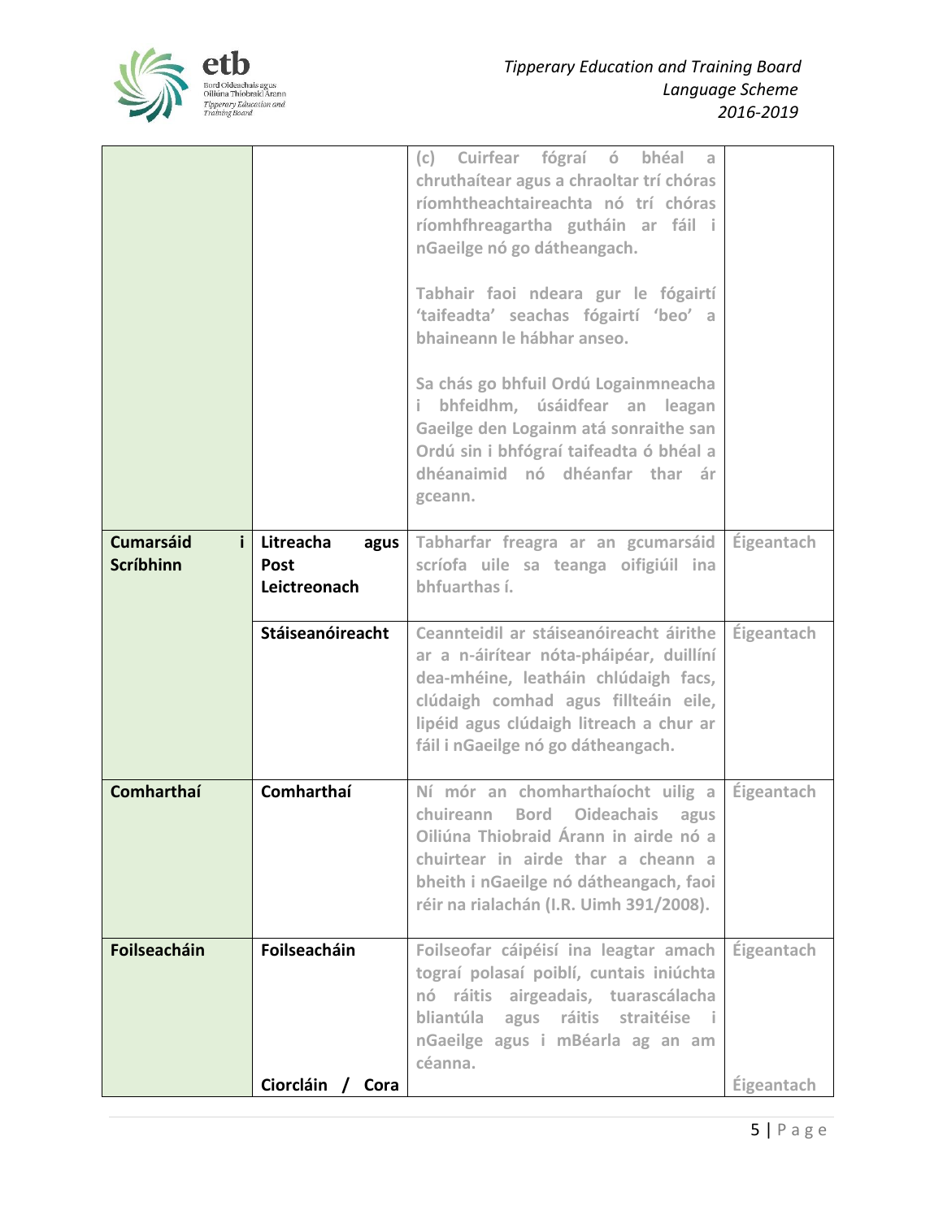| | | | |
|---|---|---|---|
| | | (c) Cuirfear fógraí ó bhéal a chruthaítear agus a chraoltar trí chóras ríomhtheachtaireachta nó trí chóras ríomhfhreagartha gutháin ar fáil i nGaeilge nó go dátheangach.<br><br>Tabhair faoi ndeara gur le fógairtí 'taifeadta' seachas fógairtí 'beo' a bhaineann le hábhar anseo.<br><br>Sa chás go bhfuil Ordú Logainmneacha i bhfeidhm, úsáidfear an leagan Gaeilge den Logainm atá sonraithe san Ordú sin i bhfógraí taifeadta ó bhéal a dhéanaimid nó dhéanfar thar ár gceann. | |
| **Cumarsáid i Scríbhinn** | **Litreacha agus Post Leictreonach** | Tabharfar freagra ar an gcumarsáid scríofa uile sa teanga oifigiúil ina bhfuarthas í. | Éigeantach |
| | **Stáiseanóireacht** | Ceannteidil ar stáiseanóireacht áirithe ar a n-áirítear nóta-pháipéar, duillíní dea-mhéine, leatháin chlúdaigh facs, clúdaigh comhad agus fillteáin eile, lipéid agus clúdaigh litreach a chur ar fáil i nGaeilge nó go dátheangach. | Éigeantach |
| **Comharthaí** | **Comharthaí** | Ní mór an chomharthaíocht uilig a chuireann Bord Oideachais agus Oiliúna Thiobraid Árann in airde nó a chuirtear in airde thar a cheann a bheith i nGaeilge nó dátheangach, faoi réir na rialachán (I.R. Uimh 391/2008). | Éigeantach |
| **Foilseacháin** | **Foilseacháin** | Foilseofar cáipéisí ina leagtar amach tograí polasaí poiblí, cuntais iniúchta nó ráitis airgeadais, tuarascálacha bliantúla agus ráitis straitéise i nGaeilge agus i mBéarla ag an am céanna. | Éigeantach |
| | **Ciorcláin / Cora** | | Éigeantach |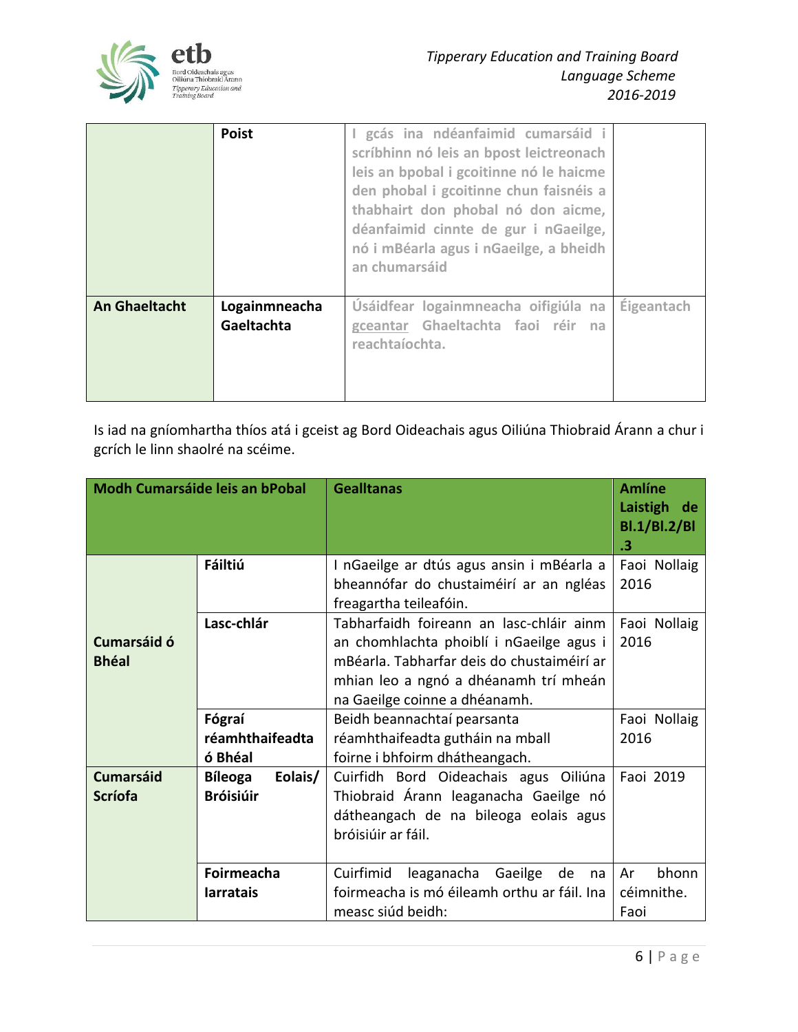| | Poist | I gcás ina ndéanfaimid cumarsáid i scríbhinn nó leis an bpost leictreonach leis an bpobal i gcoitinne nó le haicme den phobal i gcoitinne chun faisnéis a thabhairt don phobal nó don aicme, déanfaimid cinnte de gur i nGaeilge, nó i mBéarla agus i nGaeilge, a bheidh an chumarsáid | |
|---|---|---|---|
| **An Ghaeltacht** | **Logainmneacha Gaeltachta** | Úsáidfear logainmneacha oifigiúla na gceantar Ghaeltachta faoi réir na reachtaíochta. | Éigeantach |

Is iad na gníomhartha thíos atá i gceist ag Bord Oideachais agus Oiliúna Thiobraid Árann a chur i gcrích le linn shaolré na scéime.

| Modh Cumarsáide leis an bPobal | | Gealltanas | Amlíne Laistigh de Bl.1/Bl.2/Bl.3 |
|---|---|---|---|
| **Cumarsáid ó Bhéal** | **Fáiltiú** | I nGaeilge ar dtús agus ansin i mBéarla a bheannófar do chustaiméirí ar an ngléas freagartha teileafóin. | Faoi Nollaig 2016 |
| | **Lasc-chlár** | Tabharfaidh foireann an lasc-chláir ainm an chomhlachta phoiblí i nGaeilge agus i mBéarla. Tabharfar deis do chustaiméirí ar mhian leo a ngnó a dhéanamh trí mheán na Gaeilge coinne a dhéanamh. | Faoi Nollaig 2016 |
| | **Fógraí réamhthaifeadta ó Bhéal** | Beidh beannachtaí pearsanta réamhthaifeadta gutháin na mball foirne i bhfoirm dhátheangach. | Faoi Nollaig 2016 |
| **Cumarsáid Scríofa** | **Bíleoga Eolais/ Bróisiúir** | Cuirfidh Bord Oideachais agus Oiliúna Thiobraid Árann leaganacha Gaeilge nó dátheangach de na bileoga eolais agus bróisiúir ar fáil. | Faoi 2019 |
| | **Foirmeacha Iarratais** | Cuirfimid leaganacha Gaeilge de na foirmeacha is mó éileamh orthu ar fáil. Ina measc siúd beidh: | Ar bhonn céimnithe. Faoi |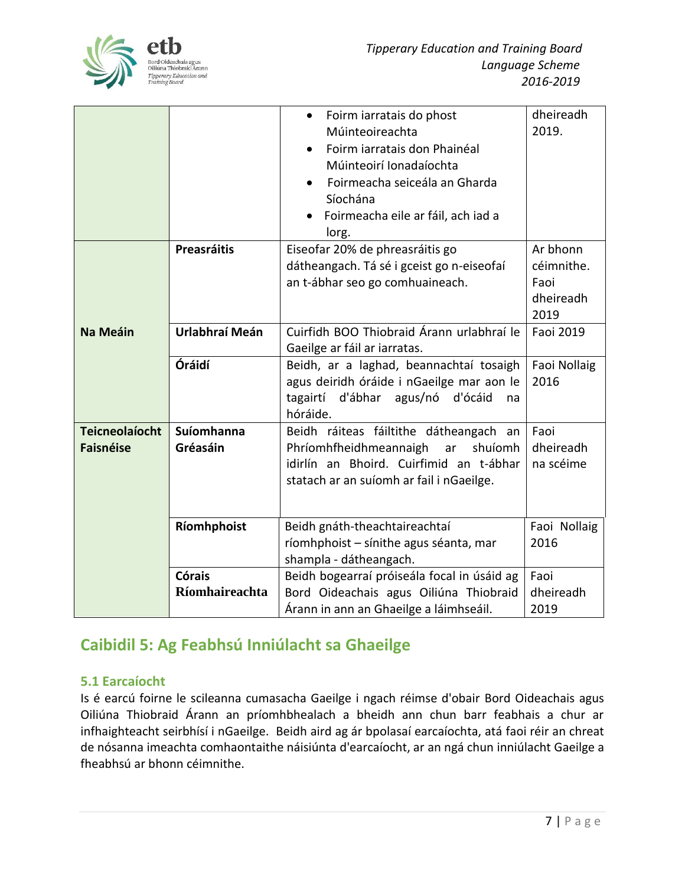| | | | |
|---|---|---|---|
| | | • Foirm iarratais do phost Múinteoireachta<br>• Foirm iarratais don Phainéal Múinteoirí Ionadaíochta<br>• Foirmeacha seiceála an Gharda Síochána<br>• Foirmeacha eile ar fáil, ach iad a lorg. | dheireadh 2019. |
| **Na Meáin** | **Preasráitis** | Eiseofar 20% de phreasráitis go dátheangach. Tá sé i gceist go n-eiseofaí an t-ábhar seo go comhuaineach. | Ar bhonn céimnithe. Faoi dheireadh 2019 |
| | **Urlabhraí Meán** | Cuirfidh BOO Thiobraid Árann urlabhraí le Gaeilge ar fáil ar iarratas. | Faoi 2019 |
| | **Óráidí** | Beidh, ar a laghad, beannachtaí tosaigh agus deiridh óráide i nGaeilge mar aon le tagairtí d'ábhar agus/nó d'ócáid na hóráide. | Faoi Nollaig 2016 |
| **Teicneolaíocht Faisnéise** | **Suíomhanna Gréasáin** | Beidh ráiteas fáiltithe dátheangach an Phríomhfheidhmeannaigh ar shuíomh idirlín an Bhoird. Cuirfimid an t-ábhar statach ar an suíomh ar fail i nGaeilge. | Faoi dheireadh na scéime |
| | **Ríomhphoist** | Beidh gnáth-theachtaireachtaí ríomhphoist – sínithe agus séanta, mar shampla - dátheangach. | Faoi Nollaig 2016 |
| | **Córais Ríomhaireachta** | Beidh bogearraí próiseála focal in úsáid ag Bord Oideachais agus Oiliúna Thiobraid Árann in ann an Ghaeilge a láimhseáil. | Faoi dheireadh 2019 |

## Caibidil 5: Ag Feabhsú Inniúlacht sa Ghaeilge

### 5.1 Earcaíocht

Is é earcú foirne le scileanna cumasacha Gaeilge i ngach réimse d'obair Bord Oideachais agus Oiliúna Thiobraid Árann an príomhbhealach a bheidh ann chun barr feabhais a chur ar infhaighteacht seirbhísí i nGaeilge. Beidh aird ag ár bpolasaí earcaíochta, atá faoi réir an chreat de nósanna imeachta comhaontaithe náisiúnta d'earcaíocht, ar an ngá chun inniúlacht Gaeilge a fheabhsú ar bhonn céimnithe.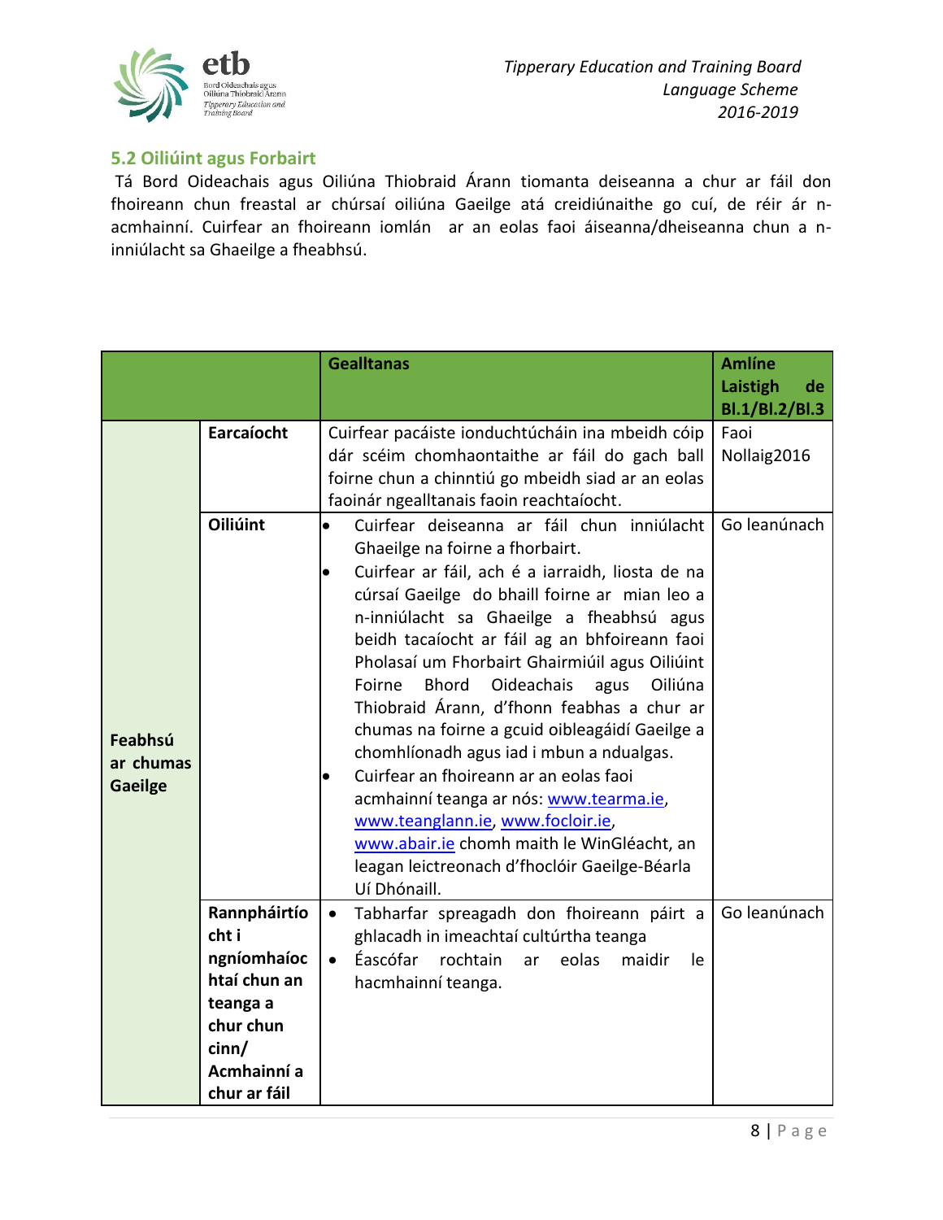## 5.2 Oiliúint agus Forbairt

Tá Bord Oideachais agus Oiliúna Thiobraid Árann tiomanta deiseanna a chur ar fáil don fhoireann chun freastal ar chúrsaí oiliúna Gaeilge atá creidiúnaithe go cuí, de réir ár n-acmhainní. Cuirfear an fhoireann iomlán ar an eolas faoi áiseanna/dheiseanna chun a n-inniúlacht sa Ghaeilge a fheabhsú.

| | | Gealltanas | Amlíne Laistigh de Bl.1/Bl.2/Bl.3 |
|---|---|---|---|
| Feabhsú ar chumas Gaeilge | **Earcaíocht** | Cuirfear pacáiste ionduchtúcháin ina mbeidh cóip dár scéim chomhaontaithe ar fáil do gach ball foirne chun a chinntiú go mbeidh siad ar an eolas faoinár ngealltanais faoin reachtaíocht. | Faoi Nollaig2016 |
| | **Oiliúint** | • Cuirfear deiseanna ar fáil chun inniúlacht Ghaeilge na foirne a fhorbairt.<br>• Cuirfear ar fáil, ach é a iarraidh, liosta de na cúrsaí Gaeilge do bhaill foirne ar mian leo a n-inniúlacht sa Ghaeilge a fheabhsú agus beidh tacaíocht ar fáil ag an bhfoireann faoi Pholasaí um Fhorbairt Ghairmiúil agus Oiliúint Foirne Bhord Oideachais agus Oiliúna Thiobraid Árann, d'fhonn feabhas a chur ar chumas na foirne a gcuid oibleagáidí Gaeilge a chomhlíonadh agus iad i mbun a ndualgas.<br>• Cuirfear an fhoireann ar an eolas faoi acmhainní teanga ar nós: www.tearma.ie, www.teanglann.ie, www.focloir.ie, www.abair.ie chomh maith le WinGléacht, an leagan leictreonach d'fhoclóir Gaeilge-Béarla Uí Dhónaill. | Go leanúnach |
| | **Rannpháirtíocht i ngníomhaíochtaí chun an teanga a chur chun cinn/ Acmhainní a chur ar fáil** | • Tabharfar spreagadh don fhoireann páirt a ghlacadh in imeachtaí cultúrtha teanga<br>• Éascófar rochtain ar eolas maidir le hacmhainní teanga. | Go leanúnach |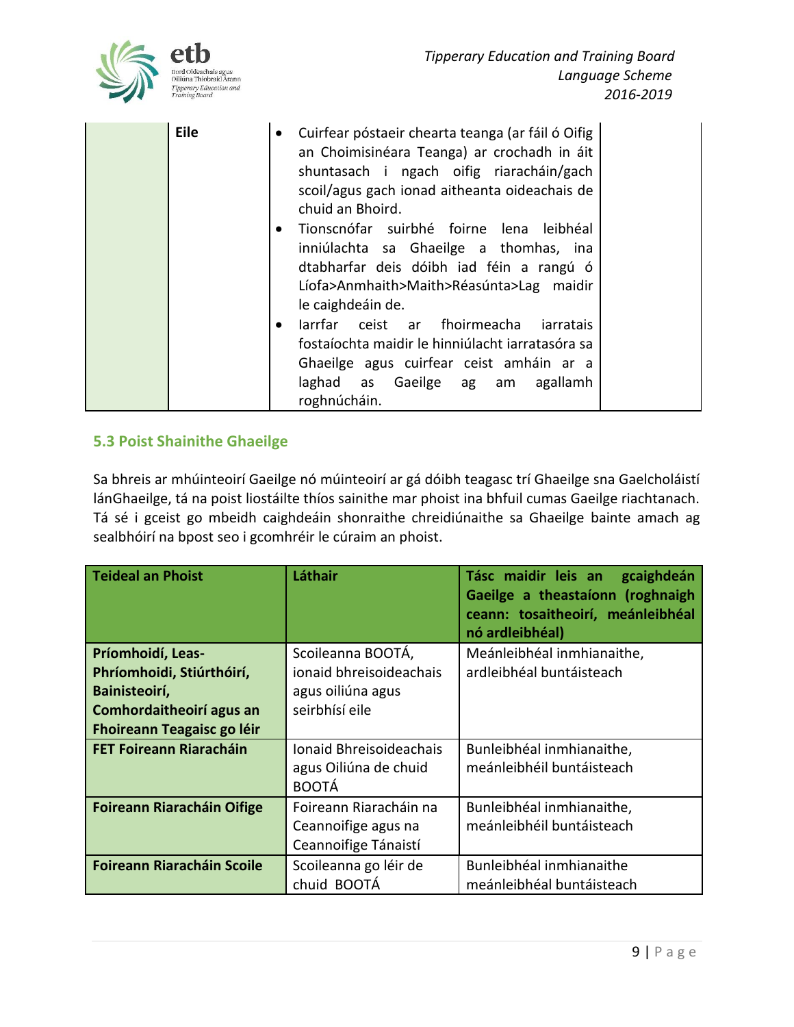| | Eile | • Cuirfear póstaeir chearta teanga (ar fáil ó Oifig an Choimisinéara Teanga) ar crochadh in áit shuntasach i ngach oifig riaracháin/gach scoil/agus gach ionad aitheanta oideachais de chuid an Bhoird.<br>• Tionscnófar suirbhé foirne lena leibhéal inniúlachta sa Ghaeilge a thomhas, ina dtabharfar deis dóibh iad féin a rangú ó Líofa>Anmhaith>Maith>Réasúnta>Lag maidir le caighdeáin de.<br>• Iarrfar ceist ar fhoirmeacha iarratais fostaíochta maidir le hinniúlacht iarratasóra sa Ghaeilge agus cuirfear ceist amháin ar a laghad as Gaeilge ag am agallamh roghnúcháin. | |
|---|---|---|---|

## 5.3 Poist Shainithe Ghaeilge

Sa bhreis ar mhúinteoirí Gaeilge nó múinteoirí ar gá dóibh teagasc trí Ghaeilge sna Gaelcholáistí lánGhaeilge, tá na poist liostáilte thíos sainithe mar phoist ina bhfuil cumas Gaeilge riachtanach. Tá sé i gceist go mbeidh caighdeáin shonraithe chreidiúnaithe sa Ghaeilge bainte amach ag sealbhóirí na bpost seo i gcomhréir le cúraim an phoist.

| Teideal an Phoist | Láthair | Tásc maidir leis an gcaighdeán Gaeilge a theastaíonn (roghnaigh ceann: tosaitheoirí, meánleibhéal nó ardleibhéal) |
|---|---|---|
| **Príomhoidí, Leas-Phríomhoidi, Stiúrthóirí, Bainisteoirí, Comhordaitheoirí agus an Fhoireann Teagaisc go léir** | Scoileanna BOOTÁ, ionaid bhreisoideachais agus oiliúna agus seirbhísí eile | Meánleibhéal inmhianaithe, ardleibhéal buntáisteach |
| **FET Foireann Riaracháin** | Ionaid Bhreisoideachais agus Oiliúna de chuid BOOTÁ | Bunleibhéal inmhianaithe, meánleibhéil buntáisteach |
| **Foireann Riaracháin Oifige** | Foireann Riaracháin na Ceannoifige agus na Ceannoifige Tánaistí | Bunleibhéal inmhianaithe, meánleibhéil buntáisteach |
| **Foireann Riaracháin Scoile** | Scoileanna go léir de chuid BOOTÁ | Bunleibhéal inmhianaithe meánleibhéal buntáisteach |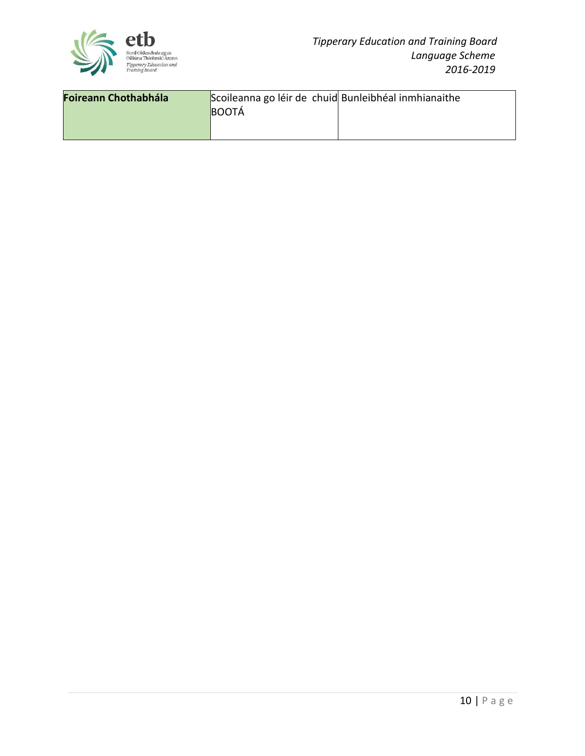| **Foireann Chothabhála** | Scoileanna go léir de chuid BOOTÁ | Bunleibhéal inmhianaithe |
|---|---|---|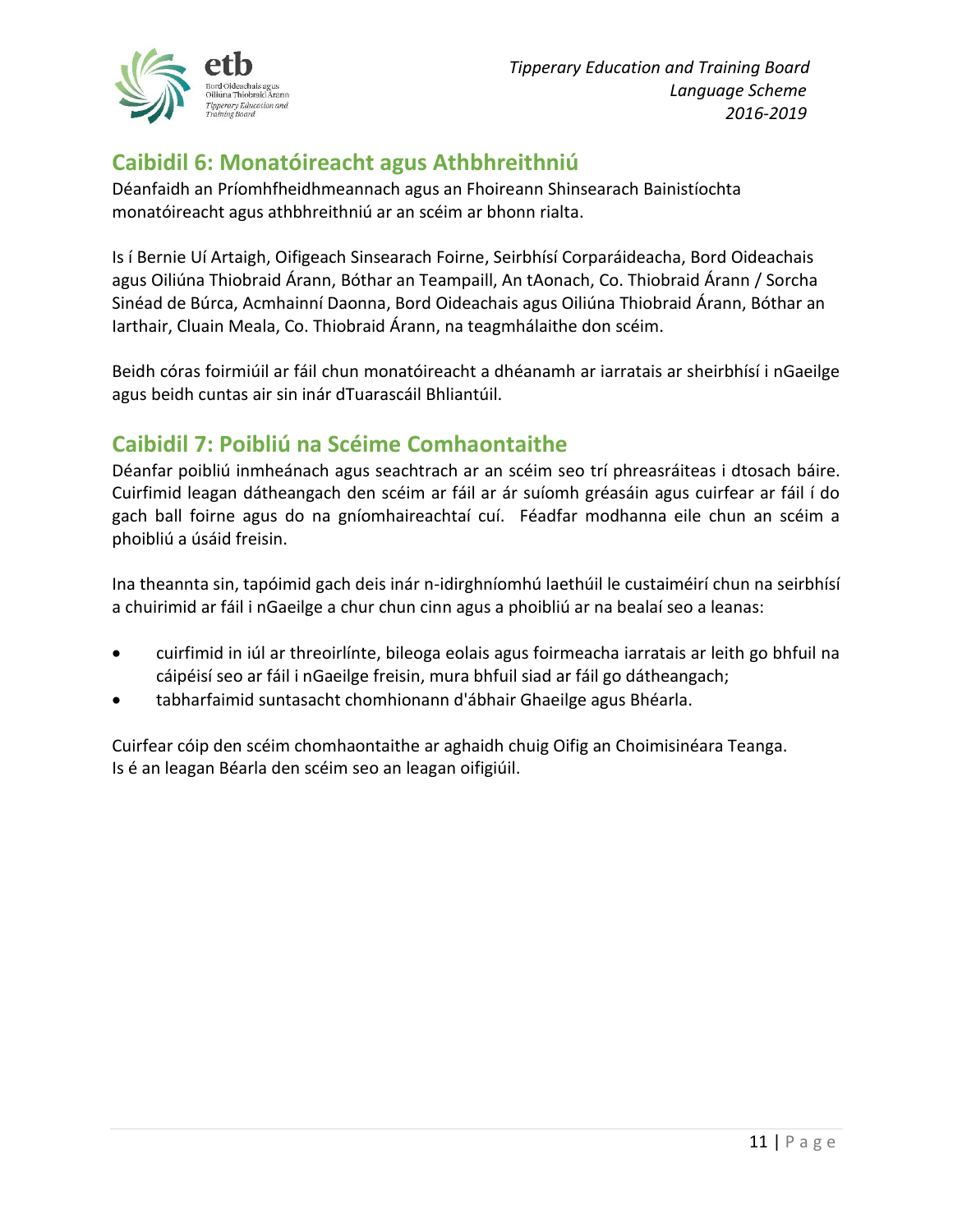## Caibidil 6: Monatóireacht agus Athbhreithniú

Déanfaidh an Príomhfheidhmeannach agus an Fhoireann Shinsearach Bainistíochta monatóireacht agus athbhreithniú ar an scéim ar bhonn rialta.

Is í Bernie Uí Artaigh, Oifigeach Sinsearach Foirne, Seirbhísí Corparáideacha, Bord Oideachais agus Oiliúna Thiobraid Árann, Bóthar an Teampaill, An tAonach, Co. Thiobraid Árann / Sorcha Sinéad de Búrca, Acmhainní Daonna, Bord Oideachais agus Oiliúna Thiobraid Árann, Bóthar an Iarthair, Cluain Meala, Co. Thiobraid Árann, na teagmhálaithe don scéim.

Beidh córas foirmiúil ar fáil chun monatóireacht a dhéanamh ar iarratais ar sheirbhísí i nGaeilge agus beidh cuntas air sin inár dTuarascáil Bhliantúil.

## Caibidil 7: Poibliú na Scéime Comhaontaithe

Déanfar poibliú inmheánach agus seachtrach ar an scéim seo trí phreasráiteas i dtosach báire. Cuirfimid leagan dátheangach den scéim ar fáil ar ár suíomh gréasáin agus cuirfear ar fáil í do gach ball foirne agus do na gníomhaireachtaí cuí. Féadfar modhanna eile chun an scéim a phoibliú a úsáid freisin.

Ina theannta sin, tapóimid gach deis inár n-idirghníomhú laethúil le custaiméirí chun na seirbhísí a chuirimid ar fáil i nGaeilge a chur chun cinn agus a phoibliú ar na bealaí seo a leanas:

- cuirfimid in iúl ar threoirlínte, bileoga eolais agus foirmeacha iarratais ar leith go bhfuil na cáipéisí seo ar fáil i nGaeilge freisin, mura bhfuil siad ar fáil go dátheangach;
- tabharfaimid suntasacht chomhionann d'ábhair Ghaeilge agus Bhéarla.

Cuirfear cóip den scéim chomhaontaithe ar aghaidh chuig Oifig an Choimisinéara Teanga.
Is é an leagan Béarla den scéim seo an leagan oifigiúil.